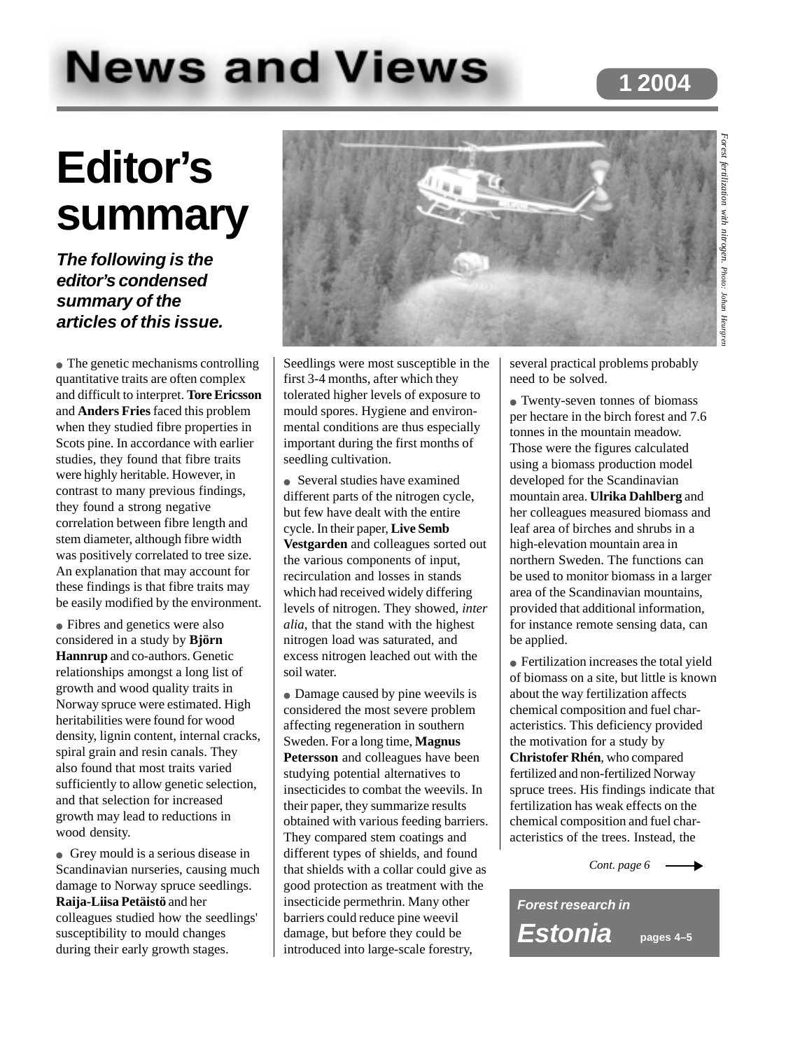# News and Views

1 2004

## Editor's summary

***The following is the editor's condensed summary of the articles of this issue.***

*Forest fertilization with nitrogen. Photo: Johan Heurgren*

- The genetic mechanisms controlling quantitative traits are often complex and difficult to interpret. **Tore Ericsson** and **Anders Fries** faced this problem when they studied fibre properties in Scots pine. In accordance with earlier studies, they found that fibre traits were highly heritable. However, in contrast to many previous findings, they found a strong negative correlation between fibre length and stem diameter, although fibre width was positively correlated to tree size. An explanation that may account for these findings is that fibre traits may be easily modified by the environment.

- Fibres and genetics were also considered in a study by **Björn Hannrup** and co-authors. Genetic relationships amongst a long list of growth and wood quality traits in Norway spruce were estimated. High heritabilities were found for wood density, lignin content, internal cracks, spiral grain and resin canals. They also found that most traits varied sufficiently to allow genetic selection, and that selection for increased growth may lead to reductions in wood density.

- Grey mould is a serious disease in Scandinavian nurseries, causing much damage to Norway spruce seedlings. **Raija-Liisa Petäistö** and her colleagues studied how the seedlings' susceptibility to mould changes during their early growth stages. Seedlings were most susceptible in the first 3-4 months, after which they tolerated higher levels of exposure to mould spores. Hygiene and environmental conditions are thus especially important during the first months of seedling cultivation.

- Several studies have examined different parts of the nitrogen cycle, but few have dealt with the entire cycle. In their paper, **Live Semb Vestgarden** and colleagues sorted out the various components of input, recirculation and losses in stands which had received widely differing levels of nitrogen. They showed, *inter alia*, that the stand with the highest nitrogen load was saturated, and excess nitrogen leached out with the soil water.

- Damage caused by pine weevils is considered the most severe problem affecting regeneration in southern Sweden. For a long time, **Magnus Petersson** and colleagues have been studying potential alternatives to insecticides to combat the weevils. In their paper, they summarize results obtained with various feeding barriers. They compared stem coatings and different types of shields, and found that shields with a collar could give as good protection as treatment with the insecticide permethrin. Many other barriers could reduce pine weevil damage, but before they could be introduced into large-scale forestry, several practical problems probably need to be solved.

- Twenty-seven tonnes of biomass per hectare in the birch forest and 7.6 tonnes in the mountain meadow. Those were the figures calculated using a biomass production model developed for the Scandinavian mountain area. **Ulrika Dahlberg** and her colleagues measured biomass and leaf area of birches and shrubs in a high-elevation mountain area in northern Sweden. The functions can be used to monitor biomass in a larger area of the Scandinavian mountains, provided that additional information, for instance remote sensing data, can be applied.

- Fertilization increases the total yield of biomass on a site, but little is known about the way fertilization affects chemical composition and fuel characteristics. This deficiency provided the motivation for a study by **Christofer Rhén**, who compared fertilized and non-fertilized Norway spruce trees. His findings indicate that fertilization has weak effects on the chemical composition and fuel characteristics of the trees. Instead, the

*Cont. page 6* →

***Forest research in Estonia*** **pages 4–5**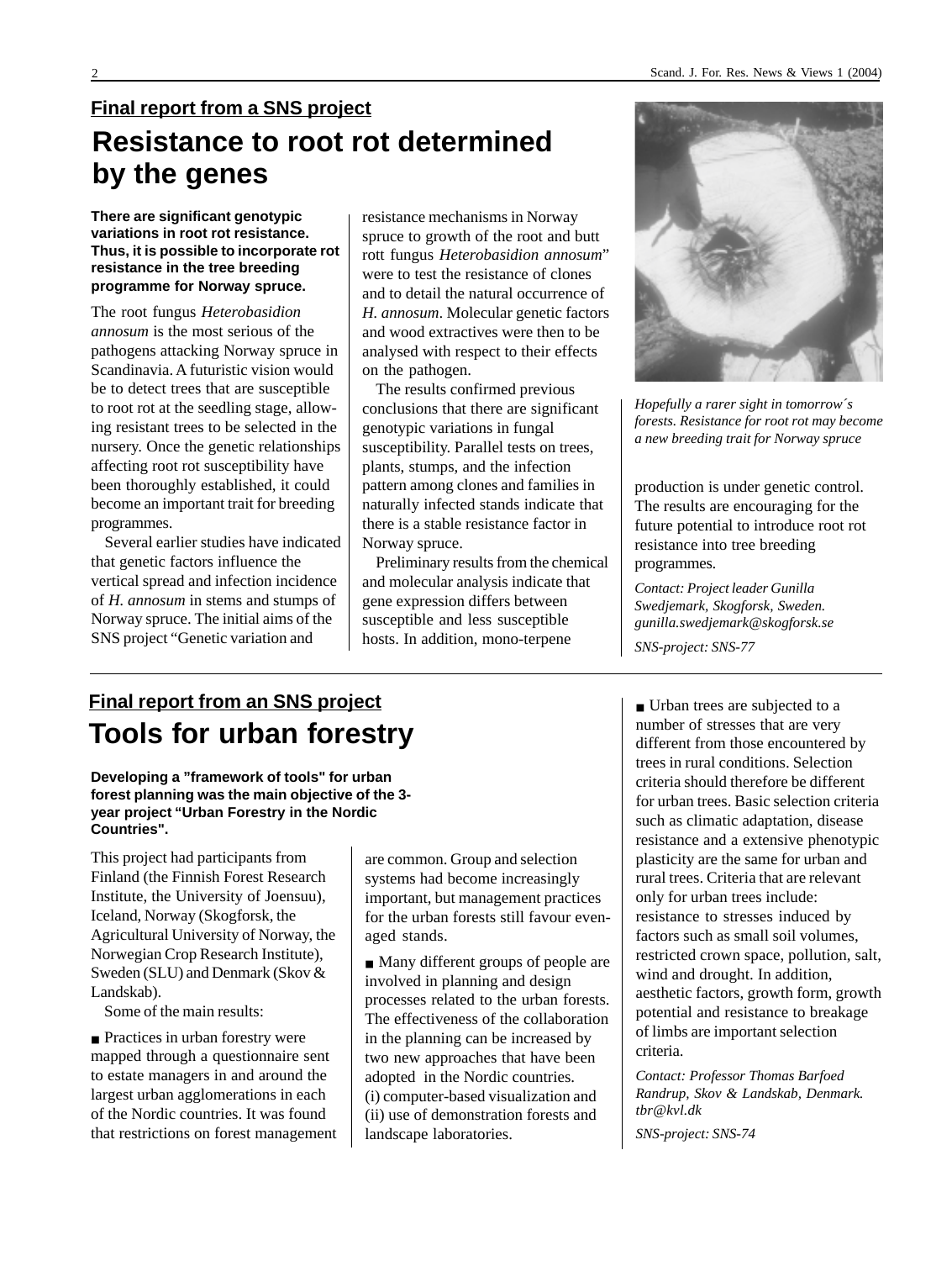**Final report from a SNS project**

# Resistance to root rot determined by the genes

**There are significant genotypic variations in root rot resistance. Thus, it is possible to incorporate root resistance in the tree breeding programme for Norway spruce.**

The root fungus *Heterobasidion annosum* is the most serious of the pathogens attacking Norway spruce in Scandinavia. A futuristic vision would be to detect trees that are susceptible to root rot at the seedling stage, allowing resistant trees to be selected in the nursery. Once the genetic relationships affecting root rot susceptibility have been thoroughly established, it could become an important trait for breeding programmes.

Several earlier studies have indicated that genetic factors influence the vertical spread and infection incidence of *H. annosum* in stems and stumps of Norway spruce. The initial aims of the SNS project "Genetic variation and resistance mechanisms in Norway spruce to growth of the root and butt rott fungus *Heterobasidion annosum*" were to test the resistance of clones and to detail the natural occurrence of *H. annosum*. Molecular genetic factors and wood extractives were then to be analysed with respect to their effects on the pathogen.

The results confirmed previous conclusions that there are significant genotypic variations in fungal susceptibility. Parallel tests on trees, plants, stumps, and the infection pattern among clones and families in naturally infected stands indicate that there is a stable resistance factor in Norway spruce.

Preliminary results from the chemical and molecular analysis indicate that gene expression differs between susceptible and less susceptible hosts. In addition, mono-terpene production is under genetic control. The results are encouraging for the future potential to introduce root rot resistance into tree breeding programmes.

*Hopefully a rarer sight in tomorrow´s forests. Resistance for root rot may become a new breeding trait for Norway spruce*

*Contact: Project leader Gunilla Swedjemark, Skogforsk, Sweden. gunilla.swedjemark@skogforsk.se*

*SNS-project: SNS-77*

---

**Final report from an SNS project**

# Tools for urban forestry

**Developing a "framework of tools" for urban forest planning was the main objective of the 3-year project "Urban Forestry in the Nordic Countries".**

This project had participants from Finland (the Finnish Forest Research Institute, the University of Joensuu), Iceland, Norway (Skogforsk, the Agricultural University of Norway, the Norwegian Crop Research Institute), Sweden (SLU) and Denmark (Skov & Landskab).

Some of the main results:

■ Practices in urban forestry were mapped through a questionnaire sent to estate managers in and around the largest urban agglomerations in each of the Nordic countries. It was found that restrictions on forest management are common. Group and selection systems had become increasingly important, but management practices for the urban forests still favour even-aged stands.

■ Many different groups of people are involved in planning and design processes related to the urban forests. The effectiveness of the collaboration in the planning can be increased by two new approaches that have been adopted in the Nordic countries. (i) computer-based visualization and (ii) use of demonstration forests and landscape laboratories.

■ Urban trees are subjected to a number of stresses that are very different from those encountered by trees in rural conditions. Selection criteria should therefore be different for urban trees. Basic selection criteria such as climatic adaptation, disease resistance and a extensive phenotypic plasticity are the same for urban and rural trees. Criteria that are relevant only for urban trees include: resistance to stresses induced by factors such as small soil volumes, restricted crown space, pollution, salt, wind and drought. In addition, aesthetic factors, growth form, growth potential and resistance to breakage of limbs are important selection criteria.

*Contact: Professor Thomas Barfoed Randrup, Skov & Landskab, Denmark. tbr@kvl.dk*

*SNS-project: SNS-74*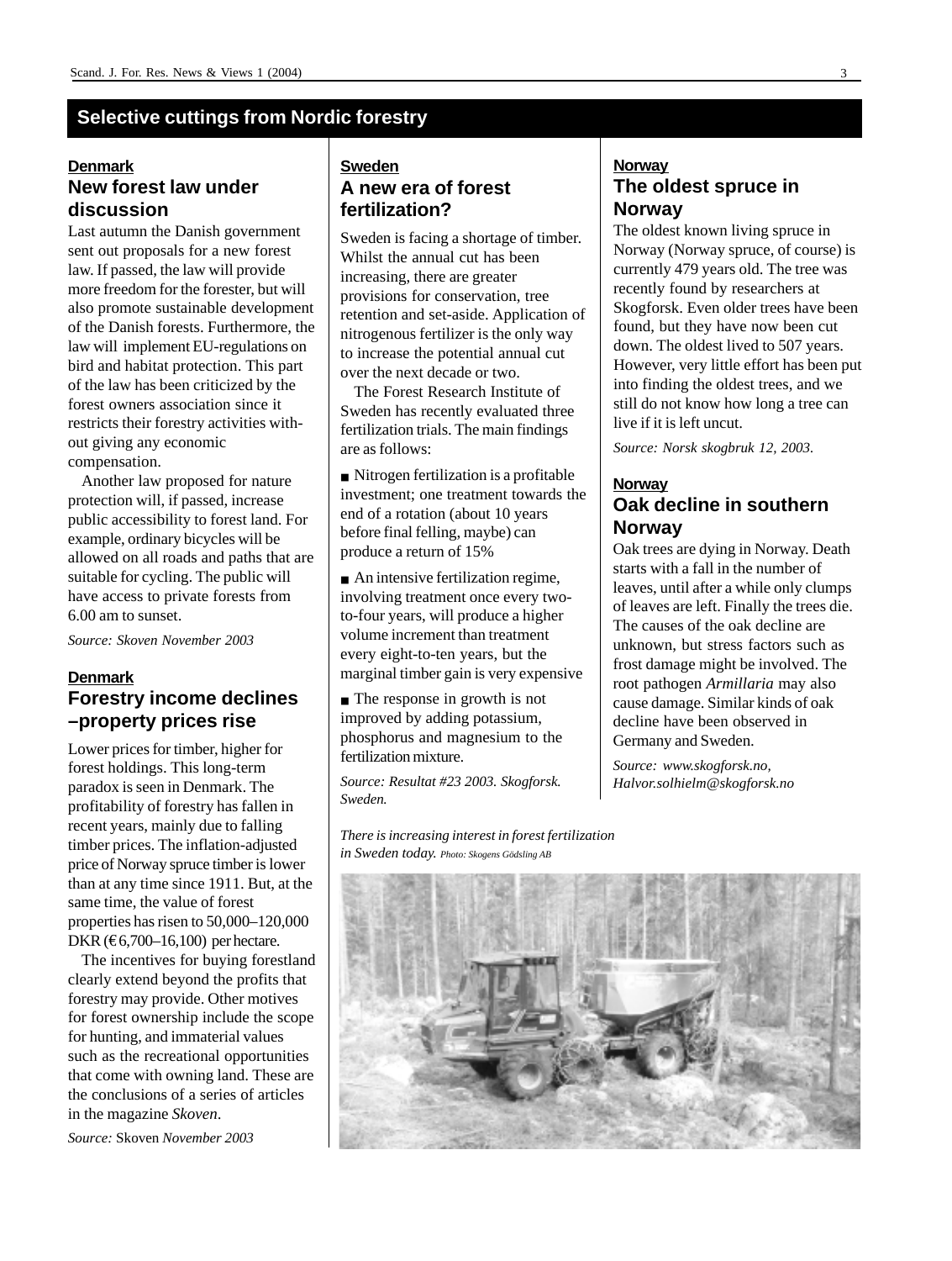# Selective cuttings from Nordic forestry

## Denmark

### New forest law under discussion

Last autumn the Danish government sent out proposals for a new forest law. If passed, the law will provide more freedom for the forester, but will also promote sustainable development of the Danish forests. Furthermore, the law will implement EU-regulations on bird and habitat protection. This part of the law has been criticized by the forest owners association since it restricts their forestry activities without giving any economic compensation.

Another law proposed for nature protection will, if passed, increase public accessibility to forest land. For example, ordinary bicycles will be allowed on all roads and paths that are suitable for cycling. The public will have access to private forests from 6.00 am to sunset.

*Source: Skoven November 2003*

## Denmark

### Forestry income declines –property prices rise

Lower prices for timber, higher for forest holdings. This long-term paradox is seen in Denmark. The profitability of forestry has fallen in recent years, mainly due to falling timber prices. The inflation-adjusted price of Norway spruce timber is lower than at any time since 1911. But, at the same time, the value of forest properties has risen to 50,000–120,000 DKR (€6,700–16,100) per hectare.

The incentives for buying forestland clearly extend beyond the profits that forestry may provide. Other motives for forest ownership include the scope for hunting, and immaterial values such as the recreational opportunities that come with owning land. These are the conclusions of a series of articles in the magazine *Skoven*.

*Source:* Skoven *November 2003*

## Sweden

### A new era of forest fertilization?

Sweden is facing a shortage of timber. Whilst the annual cut has been increasing, there are greater provisions for conservation, tree retention and set-aside. Application of nitrogenous fertilizer is the only way to increase the potential annual cut over the next decade or two.

The Forest Research Institute of Sweden has recently evaluated three fertilization trials. The main findings are as follows:

- Nitrogen fertilization is a profitable investment; one treatment towards the end of a rotation (about 10 years before final felling, maybe) can produce a return of 15%
- An intensive fertilization regime, involving treatment once every two-to-four years, will produce a higher volume increment than treatment every eight-to-ten years, but the marginal timber gain is very expensive
- The response in growth is not improved by adding potassium, phosphorus and magnesium to the fertilization mixture.

*Source: Resultat #23 2003. Skogforsk. Sweden.*

*There is increasing interest in forest fertilization in Sweden today. Photo: Skogens Gödsling AB*

## Norway

### The oldest spruce in Norway

The oldest known living spruce in Norway (Norway spruce, of course) is currently 479 years old. The tree was recently found by researchers at Skogforsk. Even older trees have been found, but they have now been cut down. The oldest lived to 507 years. However, very little effort has been put into finding the oldest trees, and we still do not know how long a tree can live if it is left uncut.

*Source: Norsk skogbruk 12, 2003.*

## Norway

### Oak decline in southern Norway

Oak trees are dying in Norway. Death starts with a fall in the number of leaves, until after a while only clumps of leaves are left. Finally the trees die. The causes of the oak decline are unknown, but stress factors such as frost damage might be involved. The root pathogen *Armillaria* may also cause damage. Similar kinds of oak decline have been observed in Germany and Sweden.

*Source: www.skogforsk.no, Halvor.solhielm@skogforsk.no*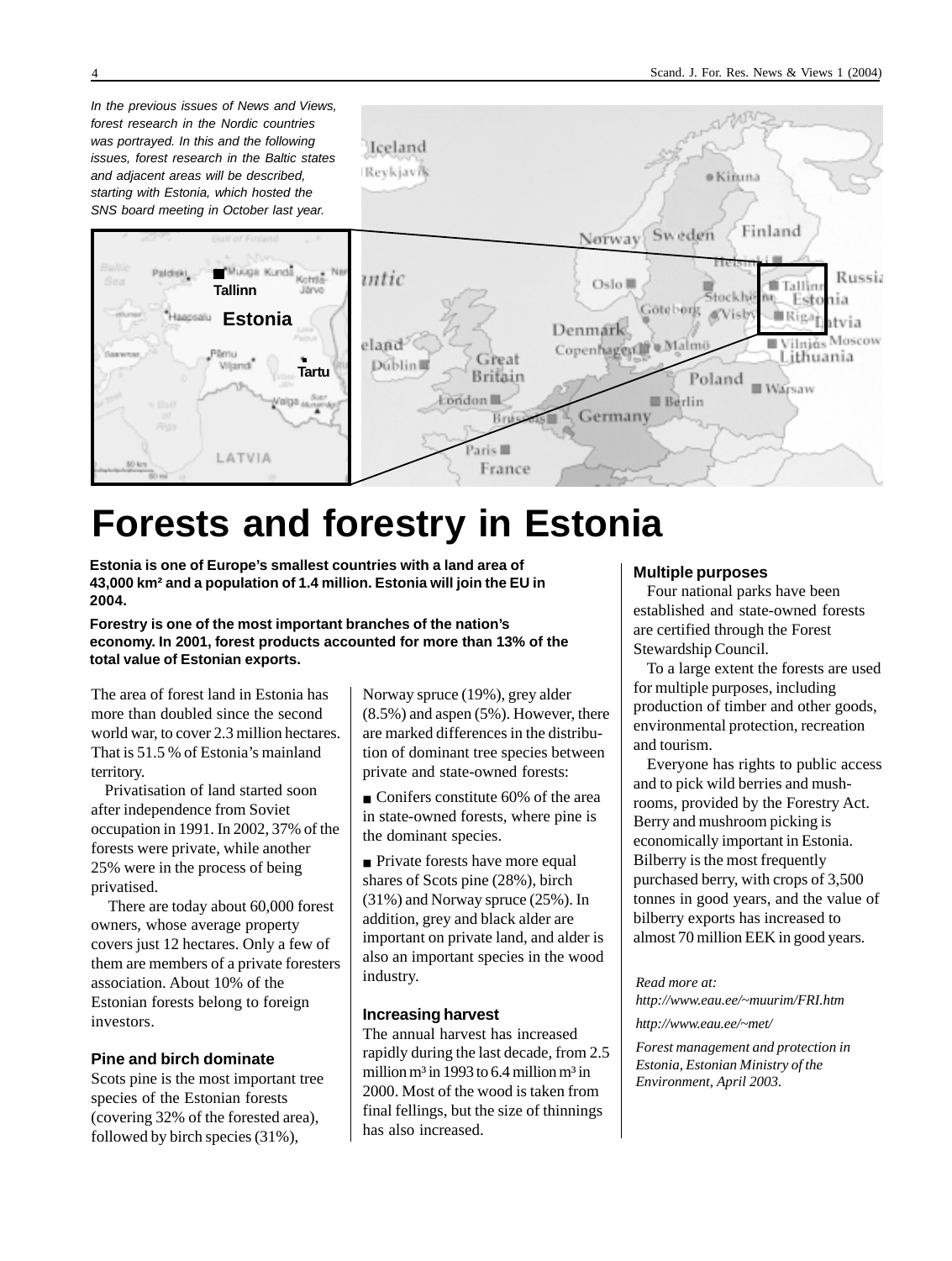*In the previous issues of News and Views, forest research in the Nordic countries was portrayed. In this and the following issues, forest research in the Baltic states and adjacent areas will be described, starting with Estonia, which hosted the SNS board meeting in October last year.*

# Forests and forestry in Estonia

**Estonia is one of Europe's smallest countries with a land area of 43,000 km² and a population of 1.4 million. Estonia will join the EU in 2004.**

**Forestry is one of the most important branches of the nation's economy. In 2001, forest products accounted for more than 13% of the total value of Estonian exports.**

The area of forest land in Estonia has more than doubled since the second world war, to cover 2.3 million hectares. That is 51.5 % of Estonia's mainland territory.

Privatisation of land started soon after independence from Soviet occupation in 1991. In 2002, 37% of the forests were private, while another 25% were in the process of being privatised.

There are today about 60,000 forest owners, whose average property covers just 12 hectares. Only a few of them are members of a private foresters association. About 10% of the Estonian forests belong to foreign investors.

### Pine and birch dominate

Scots pine is the most important tree species of the Estonian forests (covering 32% of the forested area), followed by birch species (31%), Norway spruce (19%), grey alder (8.5%) and aspen (5%). However, there are marked differences in the distribution of dominant tree species between private and state-owned forests:

- Conifers constitute 60% of the area in state-owned forests, where pine is the dominant species.
- Private forests have more equal shares of Scots pine (28%), birch (31%) and Norway spruce (25%). In addition, grey and black alder are important on private land, and alder is also an important species in the wood industry.

### Increasing harvest

The annual harvest has increased rapidly during the last decade, from 2.5 million m³ in 1993 to 6.4 million m³ in 2000. Most of the wood is taken from final fellings, but the size of thinnings has also increased.

### Multiple purposes

Four national parks have been established and state-owned forests are certified through the Forest Stewardship Council.

To a large extent the forests are used for multiple purposes, including production of timber and other goods, environmental protection, recreation and tourism.

Everyone has rights to public access and to pick wild berries and mushrooms, provided by the Forestry Act. Berry and mushroom picking is economically important in Estonia. Bilberry is the most frequently purchased berry, with crops of 3,500 tonnes in good years, and the value of bilberry exports has increased to almost 70 million EEK in good years.

*Read more at:*
*http://www.eau.ee/~muurim/FRI.htm*

*http://www.eau.ee/~met/*

*Forest management and protection in Estonia, Estonian Ministry of the Environment, April 2003.*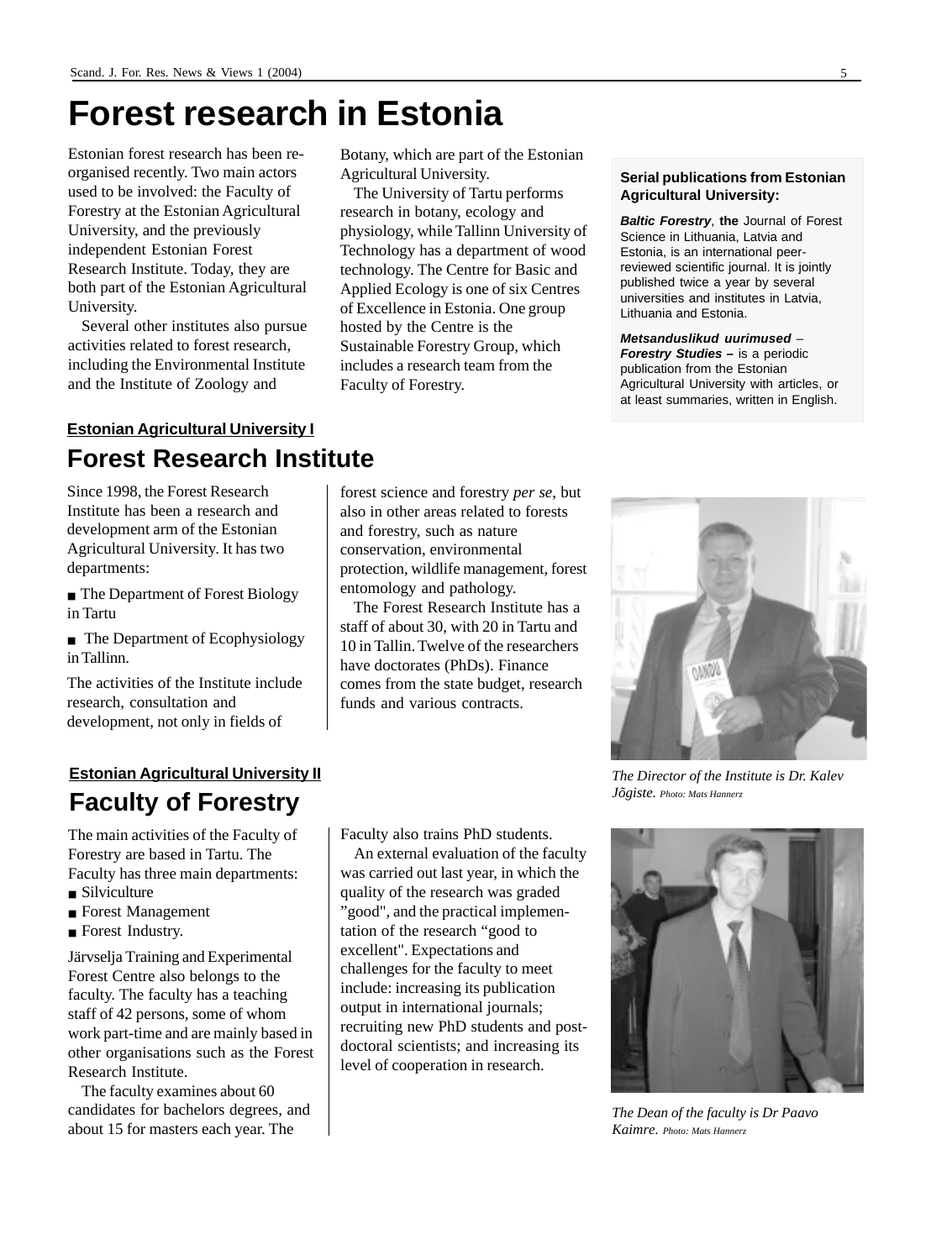# Forest research in Estonia

Estonian forest research has been re-organised recently. Two main actors used to be involved: the Faculty of Forestry at the Estonian Agricultural University, and the previously independent Estonian Forest Research Institute. Today, they are both part of the Estonian Agricultural University.

Several other institutes also pursue activities related to forest research, including the Environmental Institute and the Institute of Zoology and Botany, which are part of the Estonian Agricultural University.

The University of Tartu performs research in botany, ecology and physiology, while Tallinn University of Technology has a department of wood technology. The Centre for Basic and Applied Ecology is one of six Centres of Excellence in Estonia. One group hosted by the Centre is the Sustainable Forestry Group, which includes a research team from the Faculty of Forestry.

**Serial publications from Estonian Agricultural University:**

***Baltic Forestry***, **the** Journal of Forest Science in Lithuania, Latvia and Estonia, is an international peer-reviewed scientific journal. It is jointly published twice a year by several universities and institutes in Latvia, Lithuania and Estonia.

***Metsanduslikud uurimused – Forestry Studies*** **–** is a periodic publication from the Estonian Agricultural University with articles, or at least summaries, written in English.

**Estonian Agricultural University I**

## Forest Research Institute

Since 1998, the Forest Research Institute has been a research and development arm of the Estonian Agricultural University. It has two departments:

- The Department of Forest Biology in Tartu
- The Department of Ecophysiology in Tallinn.

The activities of the Institute include research, consultation and development, not only in fields of forest science and forestry *per se*, but also in other areas related to forests and forestry, such as nature conservation, environmental protection, wildlife management, forest entomology and pathology.

The Forest Research Institute has a staff of about 30, with 20 in Tartu and 10 in Tallin. Twelve of the researchers have doctorates (PhDs). Finance comes from the state budget, research funds and various contracts.

*The Director of the Institute is Dr. Kalev Jõgiste. Photo: Mats Hannerz*

**Estonian Agricultural University II**

## Faculty of Forestry

The main activities of the Faculty of Forestry are based in Tartu. The Faculty has three main departments:

- Silviculture
- Forest Management
- Forest Industry.

Järvselja Training and Experimental Forest Centre also belongs to the faculty. The faculty has a teaching staff of 42 persons, some of whom work part-time and are mainly based in other organisations such as the Forest Research Institute.

The faculty examines about 60 candidates for bachelors degrees, and about 15 for masters each year. The Faculty also trains PhD students.

An external evaluation of the faculty was carried out last year, in which the quality of the research was graded "good", and the practical implementation of the research "good to excellent". Expectations and challenges for the faculty to meet include: increasing its publication output in international journals; recruiting new PhD students and post-doctoral scientists; and increasing its level of cooperation in research.

*The Dean of the faculty is Dr Paavo Kaimre. Photo: Mats Hannerz*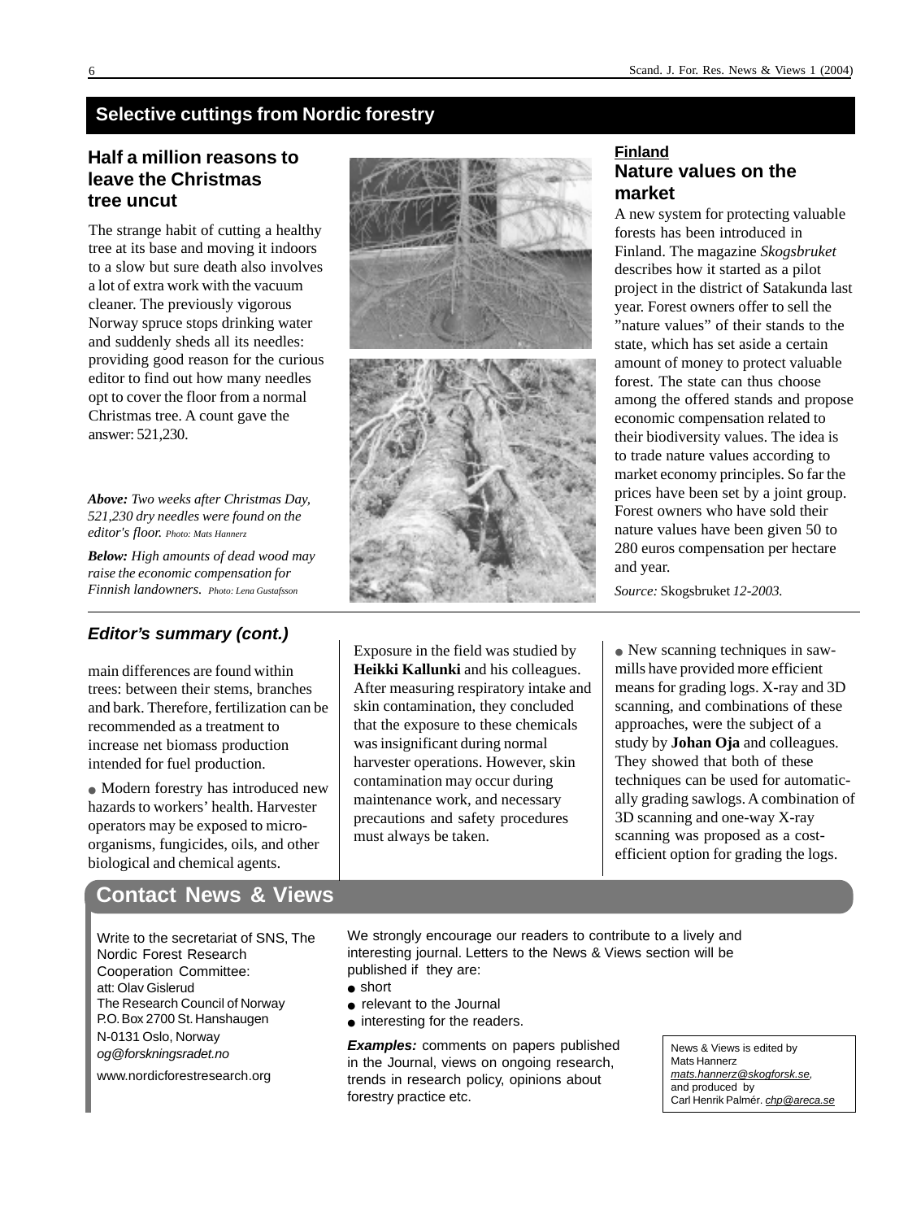## Selective cuttings from Nordic forestry

### Half a million reasons to leave the Christmas tree uncut

The strange habit of cutting a healthy tree at its base and moving it indoors to a slow but sure death also involves a lot of extra work with the vacuum cleaner. The previously vigorous Norway spruce stops drinking water and suddenly sheds all its needles: providing good reason for the curious editor to find out how many needles opt to cover the floor from a normal Christmas tree. A count gave the answer: 521,230.

***Above:*** *Two weeks after Christmas Day, 521,230 dry needles were found on the editor's floor. Photo: Mats Hannerz*

***Below:*** *High amounts of dead wood may raise the economic compensation for Finnish landowners. Photo: Lena Gustafsson*

**Finland**

### Nature values on the market

A new system for protecting valuable forests has been introduced in Finland. The magazine *Skogsbruket* describes how it started as a pilot project in the district of Satakunda last year. Forest owners offer to sell the "nature values" of their stands to the state, which has set aside a certain amount of money to protect valuable forest. The state can thus choose among the offered stands and propose economic compensation related to their biodiversity values. The idea is to trade nature values according to market economy principles. So far the prices have been set by a joint group. Forest owners who have sold their nature values have been given 50 to 280 euros compensation per hectare and year.

*Source:* Skogsbruket *12-2003.*

### *Editor's summary (cont.)*

main differences are found within trees: between their stems, branches and bark. Therefore, fertilization can be recommended as a treatment to increase net biomass production intended for fuel production.

- Modern forestry has introduced new hazards to workers' health. Harvester operators may be exposed to micro-organisms, fungicides, oils, and other biological and chemical agents. Exposure in the field was studied by **Heikki Kallunki** and his colleagues. After measuring respiratory intake and skin contamination, they concluded that the exposure to these chemicals was insignificant during normal harvester operations. However, skin contamination may occur during maintenance work, and necessary precautions and safety procedures must always be taken.

- New scanning techniques in saw-mills have provided more efficient means for grading logs. X-ray and 3D scanning, and combinations of these approaches, were the subject of a study by **Johan Oja** and colleagues. They showed that both of these techniques can be used for automatically grading sawlogs. A combination of 3D scanning and one-way X-ray scanning was proposed as a cost-efficient option for grading the logs.

## Contact News & Views

Write to the secretariat of SNS, The Nordic Forest Research Cooperation Committee:
att: Olav Gislerud
The Research Council of Norway
P.O. Box 2700 St. Hanshaugen
N-0131 Oslo, Norway
*og@forskningsradet.no*

www.nordicforestresearch.org

We strongly encourage our readers to contribute to a lively and interesting journal. Letters to the News & Views section will be published if they are:

- short
- relevant to the Journal
- interesting for the readers.

***Examples:*** comments on papers published in the Journal, views on ongoing research, trends in research policy, opinions about forestry practice etc.

News & Views is edited by Mats Hannerz *mats.hannerz@skogforsk.se*, and produced by Carl Henrik Palmér. *chp@areca.se*